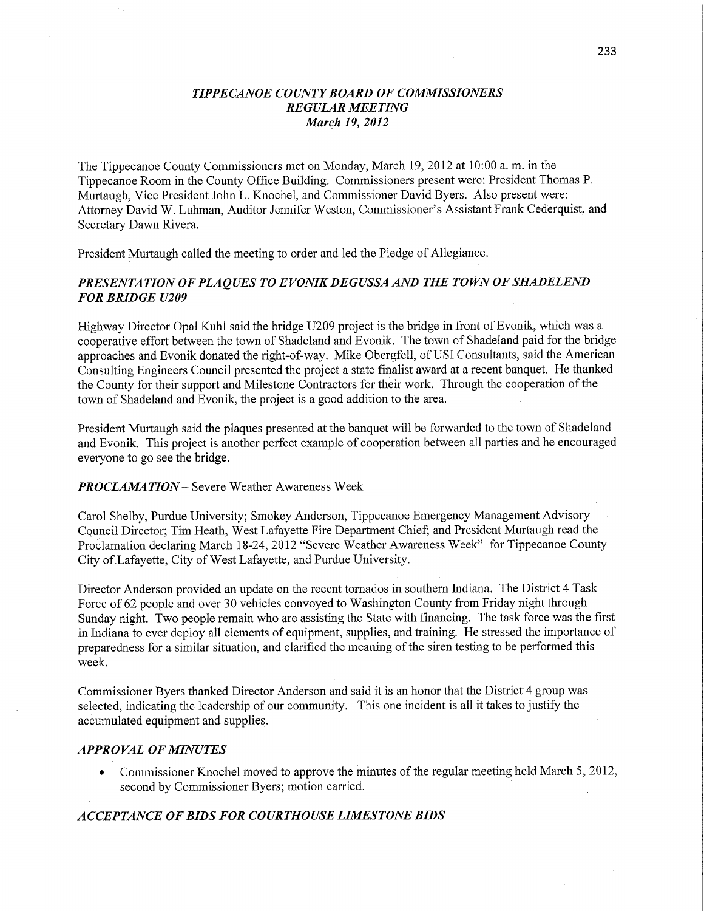# *TIPPECANOE COUNTY BOARD OF COMMISSIONERS*
## *REGULAR MEETING*
### *March 19, 2012*

The Tippecanoe County Commissioners met on Monday, March 19, 2012 at 10:00 a. m. in the Tippecanoe Room in the County Office Building. Commissioners present were: President Thomas P. Murtaugh, Vice President John L. Knochel, and Commissioner David Byers. Also present were: Attorney David W. Luhman, Auditor Jennifer Weston, Commissioner's Assistant Frank Cederquist, and Secretary Dawn Rivera.

President Murtaugh called the meeting to order and led the Pledge of Allegiance.

### *PRESENTATION OF PLAQUES TO EVONIK DEGUSSA AND THE TOWN OF SHADELEND FOR BRIDGE U209*

Highway Director Opal Kuhl said the bridge U209 project is the bridge in front of Evonik, which was a cooperative effort between the town of Shadeland and Evonik. The town of Shadeland paid for the bridge approaches and Evonik donated the right-of-way. Mike Obergfell, of USI Consultants, said the American Consulting Engineers Council presented the project a state finalist award at a recent banquet. He thanked the County for their support and Milestone Contractors for their work. Through the cooperation of the town of Shadeland and Evonik, the project is a good addition to the area.

President Murtaugh said the plaques presented at the banquet will be forwarded to the town of Shadeland and Evonik. This project is another perfect example of cooperation between all parties and he encouraged everyone to go see the bridge.

***PROCLAMATION*** – Severe Weather Awareness Week

Carol Shelby, Purdue University; Smokey Anderson, Tippecanoe Emergency Management Advisory Council Director; Tim Heath, West Lafayette Fire Department Chief; and President Murtaugh read the Proclamation declaring March 18-24, 2012 "Severe Weather Awareness Week" for Tippecanoe County City of Lafayette, City of West Lafayette, and Purdue University.

Director Anderson provided an update on the recent tornados in southern Indiana. The District 4 Task Force of 62 people and over 30 vehicles convoyed to Washington County from Friday night through Sunday night. Two people remain who are assisting the State with financing. The task force was the first in Indiana to ever deploy all elements of equipment, supplies, and training. He stressed the importance of preparedness for a similar situation, and clarified the meaning of the siren testing to be performed this week.

Commissioner Byers thanked Director Anderson and said it is an honor that the District 4 group was selected, indicating the leadership of our community. This one incident is all it takes to justify the accumulated equipment and supplies.

### *APPROVAL OF MINUTES*

- Commissioner Knochel moved to approve the minutes of the regular meeting held March 5, 2012, second by Commissioner Byers; motion carried.

### *ACCEPTANCE OF BIDS FOR COURTHOUSE LIMESTONE BIDS*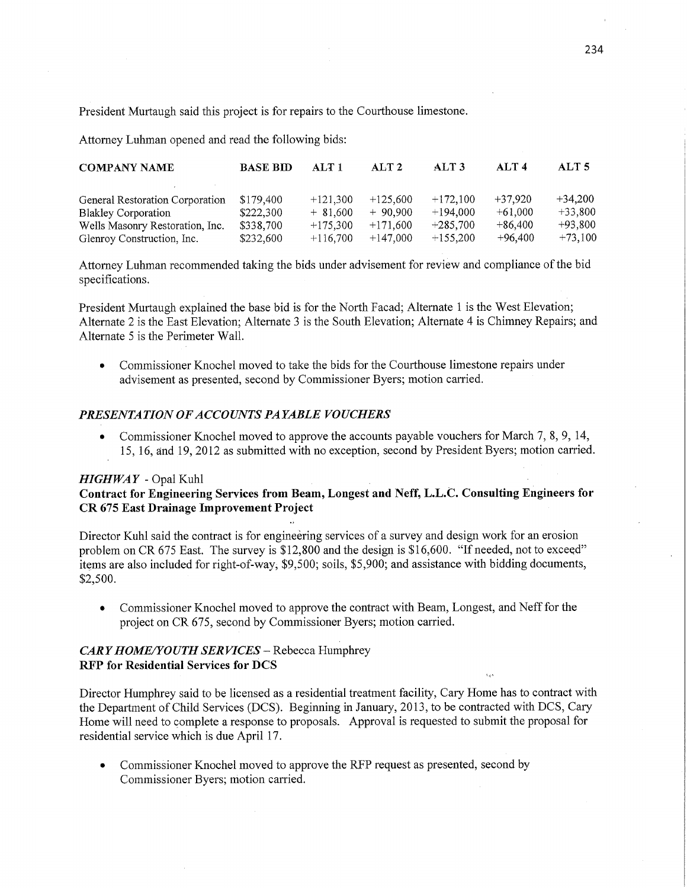President Murtaugh said this project is for repairs to the Courthouse limestone.

Attorney Luhman opened and read the following bids:

| COMPANY NAME | BASE BID | ALT 1 | ALT 2 | ALT 3 | ALT 4 | ALT 5 |
|---|---|---|---|---|---|---|
| General Restoration Corporation | $179,400 | +121,300 | +125,600 | +172,100 | +37,920 | +34,200 |
| Blakley Corporation | $222,300 | + 81,600 | + 90,900 | +194,000 | +61,000 | +33,800 |
| Wells Masonry Restoration, Inc. | $338,700 | +175,300 | +171,600 | +285,700 | +86,400 | +93,800 |
| Glenroy Construction, Inc. | $232,600 | +116,700 | +147,000 | +155,200 | +96,400 | +73,100 |

Attorney Luhman recommended taking the bids under advisement for review and compliance of the bid specifications.

President Murtaugh explained the base bid is for the North Facad; Alternate 1 is the West Elevation; Alternate 2 is the East Elevation; Alternate 3 is the South Elevation; Alternate 4 is Chimney Repairs; and Alternate 5 is the Perimeter Wall.

- Commissioner Knochel moved to take the bids for the Courthouse limestone repairs under advisement as presented, second by Commissioner Byers; motion carried.

### *PRESENTATION OF ACCOUNTS PAYABLE VOUCHERS*

- Commissioner Knochel moved to approve the accounts payable vouchers for March 7, 8, 9, 14, 15, 16, and 19, 2012 as submitted with no exception, second by President Byers; motion carried.

### *HIGHWAY* - Opal Kuhl

**Contract for Engineering Services from Beam, Longest and Neff, L.L.C. Consulting Engineers for CR 675 East Drainage Improvement Project**

Director Kuhl said the contract is for engineering services of a survey and design work for an erosion problem on CR 675 East. The survey is $12,800 and the design is $16,600. "If needed, not to exceed" items are also included for right-of-way, $9,500; soils, $5,900; and assistance with bidding documents, $2,500.

- Commissioner Knochel moved to approve the contract with Beam, Longest, and Neff for the project on CR 675, second by Commissioner Byers; motion carried.

### *CARY HOME/YOUTH SERVICES* – Rebecca Humphrey

**RFP for Residential Services for DCS**

Director Humphrey said to be licensed as a residential treatment facility, Cary Home has to contract with the Department of Child Services (DCS). Beginning in January, 2013, to be contracted with DCS, Cary Home will need to complete a response to proposals. Approval is requested to submit the proposal for residential service which is due April 17.

- Commissioner Knochel moved to approve the RFP request as presented, second by Commissioner Byers; motion carried.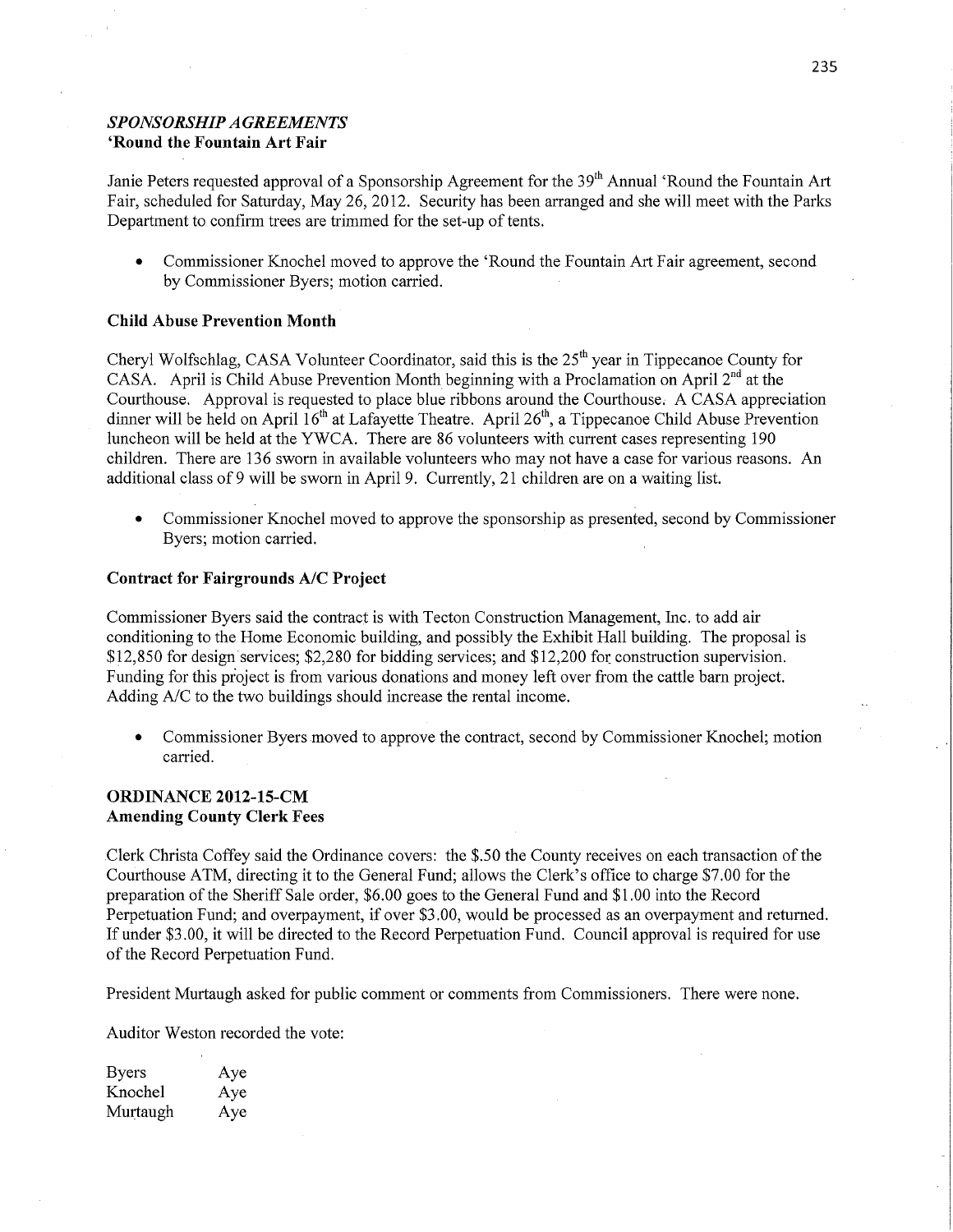## *SPONSORSHIP AGREEMENTS*

### 'Round the Fountain Art Fair

Janie Peters requested approval of a Sponsorship Agreement for the 39th Annual 'Round the Fountain Art Fair, scheduled for Saturday, May 26, 2012. Security has been arranged and she will meet with the Parks Department to confirm trees are trimmed for the set-up of tents.

- Commissioner Knochel moved to approve the 'Round the Fountain Art Fair agreement, second by Commissioner Byers; motion carried.

### Child Abuse Prevention Month

Cheryl Wolfschlag, CASA Volunteer Coordinator, said this is the 25th year in Tippecanoe County for CASA. April is Child Abuse Prevention Month beginning with a Proclamation on April 2nd at the Courthouse. Approval is requested to place blue ribbons around the Courthouse. A CASA appreciation dinner will be held on April 16th at Lafayette Theatre. April 26th, a Tippecanoe Child Abuse Prevention luncheon will be held at the YWCA. There are 86 volunteers with current cases representing 190 children. There are 136 sworn in available volunteers who may not have a case for various reasons. An additional class of 9 will be sworn in April 9. Currently, 21 children are on a waiting list.

- Commissioner Knochel moved to approve the sponsorship as presented, second by Commissioner Byers; motion carried.

### Contract for Fairgrounds A/C Project

Commissioner Byers said the contract is with Tecton Construction Management, Inc. to add air conditioning to the Home Economic building, and possibly the Exhibit Hall building. The proposal is $12,850 for design services; $2,280 for bidding services; and $12,200 for construction supervision. Funding for this project is from various donations and money left over from the cattle barn project. Adding A/C to the two buildings should increase the rental income.

- Commissioner Byers moved to approve the contract, second by Commissioner Knochel; motion carried.

## ORDINANCE 2012-15-CM
### Amending County Clerk Fees

Clerk Christa Coffey said the Ordinance covers: the $.50 the County receives on each transaction of the Courthouse ATM, directing it to the General Fund; allows the Clerk's office to charge $7.00 for the preparation of the Sheriff Sale order, $6.00 goes to the General Fund and $1.00 into the Record Perpetuation Fund; and overpayment, if over $3.00, would be processed as an overpayment and returned. If under $3.00, it will be directed to the Record Perpetuation Fund. Council approval is required for use of the Record Perpetuation Fund.

President Murtaugh asked for public comment or comments from Commissioners. There were none.

Auditor Weston recorded the vote:

| | |
|---|---|
| Byers | Aye |
| Knochel | Aye |
| Murtaugh | Aye |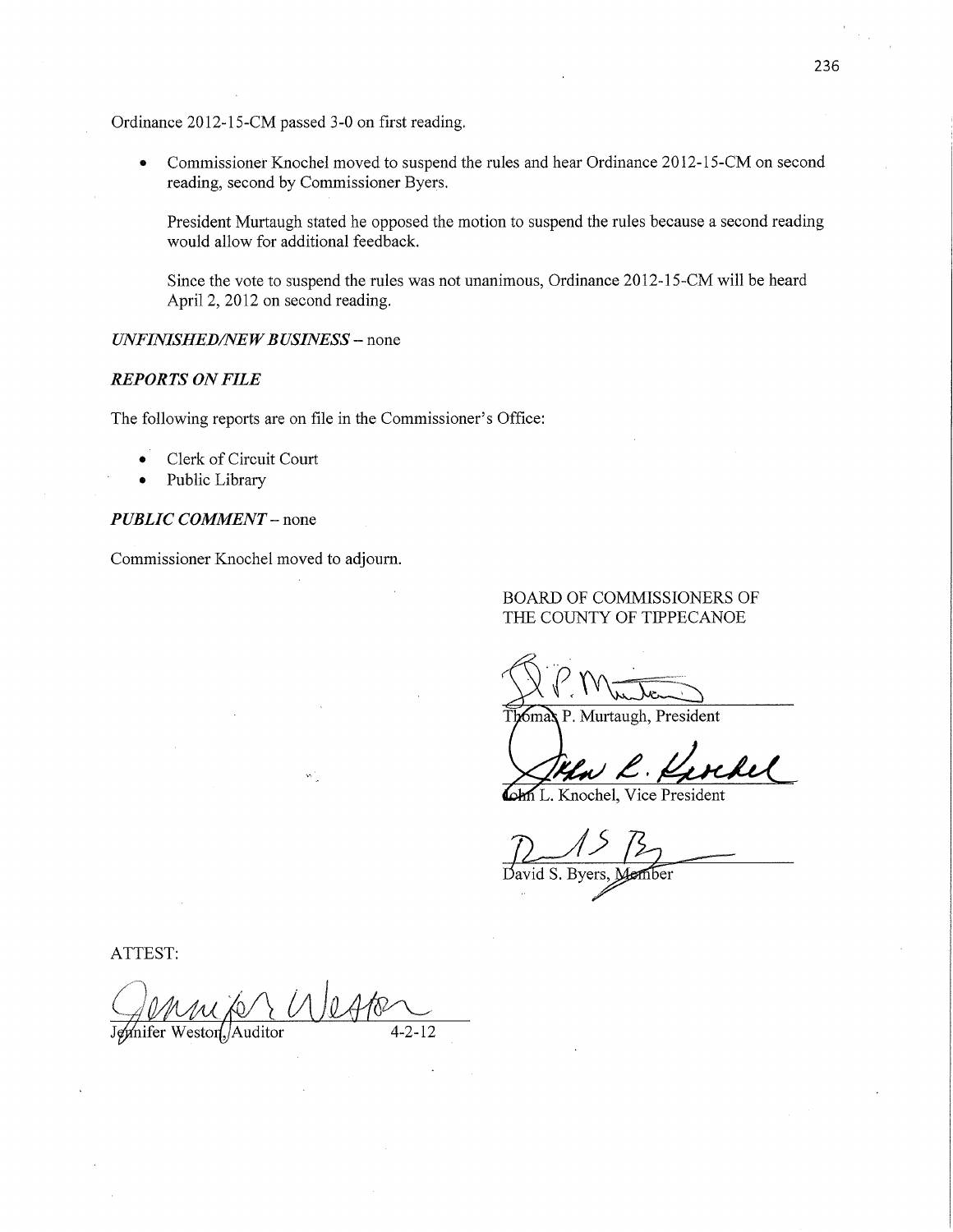Ordinance 2012-15-CM passed 3-0 on first reading.

- Commissioner Knochel moved to suspend the rules and hear Ordinance 2012-15-CM on second reading, second by Commissioner Byers.

  President Murtaugh stated he opposed the motion to suspend the rules because a second reading would allow for additional feedback.

  Since the vote to suspend the rules was not unanimous, Ordinance 2012-15-CM will be heard April 2, 2012 on second reading.

***UNFINISHED/NEW BUSINESS*** – none

***REPORTS ON FILE***

The following reports are on file in the Commissioner's Office:

- Clerk of Circuit Court
- Public Library

***PUBLIC COMMENT*** – none

Commissioner Knochel moved to adjourn.

BOARD OF COMMISSIONERS OF
THE COUNTY OF TIPPECANOE

Thomas P. Murtaugh, President

John L. Knochel, Vice President

David S. Byers, Member

ATTEST:

Jennifer Weston, Auditor 4-2-12